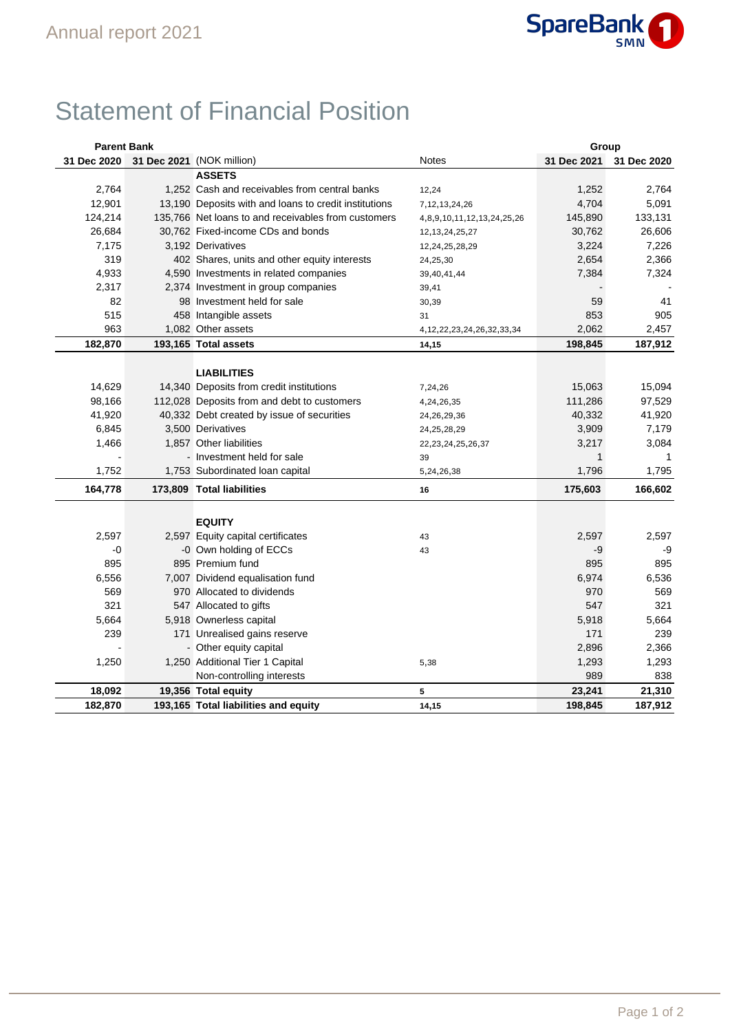# Statement of Financial Position

| Parent Bank | | | | Group | |
|---|---|---|---|---|---|
| 31 Dec 2020 | 31 Dec 2021 | (NOK million) | Notes | 31 Dec 2021 | 31 Dec 2020 |
| | | **ASSETS** | | | |
| 2,764 | 1,252 | Cash and receivables from central banks | 12,24 | 1,252 | 2,764 |
| 12,901 | 13,190 | Deposits with and loans to credit institutions | 7,12,13,24,26 | 4,704 | 5,091 |
| 124,214 | 135,766 | Net loans to and receivables from customers | 4,8,9,10,11,12,13,24,25,26 | 145,890 | 133,131 |
| 26,684 | 30,762 | Fixed-income CDs and bonds | 12,13,24,25,27 | 30,762 | 26,606 |
| 7,175 | 3,192 | Derivatives | 12,24,25,28,29 | 3,224 | 7,226 |
| 319 | 402 | Shares, units and other equity interests | 24,25,30 | 2,654 | 2,366 |
| 4,933 | 4,590 | Investments in related companies | 39,40,41,44 | 7,384 | 7,324 |
| 2,317 | 2,374 | Investment in group companies | 39,41 | - | - |
| 82 | 98 | Investment held for sale | 30,39 | 59 | 41 |
| 515 | 458 | Intangible assets | 31 | 853 | 905 |
| 963 | 1,082 | Other assets | 4,12,22,23,24,26,32,33,34 | 2,062 | 2,457 |
| **182,870** | **193,165** | **Total assets** | **14,15** | **198,845** | **187,912** |
| | | | | | |
| | | **LIABILITIES** | | | |
| 14,629 | 14,340 | Deposits from credit institutions | 7,24,26 | 15,063 | 15,094 |
| 98,166 | 112,028 | Deposits from and debt to customers | 4,24,26,35 | 111,286 | 97,529 |
| 41,920 | 40,332 | Debt created by issue of securities | 24,26,29,36 | 40,332 | 41,920 |
| 6,845 | 3,500 | Derivatives | 24,25,28,29 | 3,909 | 7,179 |
| 1,466 | 1,857 | Other liabilities | 22,23,24,25,26,37 | 3,217 | 3,084 |
| - | - | Investment held for sale | 39 | 1 | 1 |
| 1,752 | 1,753 | Subordinated loan capital | 5,24,26,38 | 1,796 | 1,795 |
| **164,778** | **173,809** | **Total liabilities** | **16** | **175,603** | **166,602** |
| | | | | | |
| | | **EQUITY** | | | |
| 2,597 | 2,597 | Equity capital certificates | 43 | 2,597 | 2,597 |
| -0 | -0 | Own holding of ECCs | 43 | -9 | -9 |
| 895 | 895 | Premium fund | | 895 | 895 |
| 6,556 | 7,007 | Dividend equalisation fund | | 6,974 | 6,536 |
| 569 | 970 | Allocated to dividends | | 970 | 569 |
| 321 | 547 | Allocated to gifts | | 547 | 321 |
| 5,664 | 5,918 | Ownerless capital | | 5,918 | 5,664 |
| 239 | 171 | Unrealised gains reserve | | 171 | 239 |
| - | - | Other equity capital | | 2,896 | 2,366 |
| 1,250 | 1,250 | Additional Tier 1 Capital | 5,38 | 1,293 | 1,293 |
| | | Non-controlling interests | | 989 | 838 |
| **18,092** | **19,356** | **Total equity** | **5** | **23,241** | **21,310** |
| **182,870** | **193,165** | **Total liabilities and equity** | **14,15** | **198,845** | **187,912** |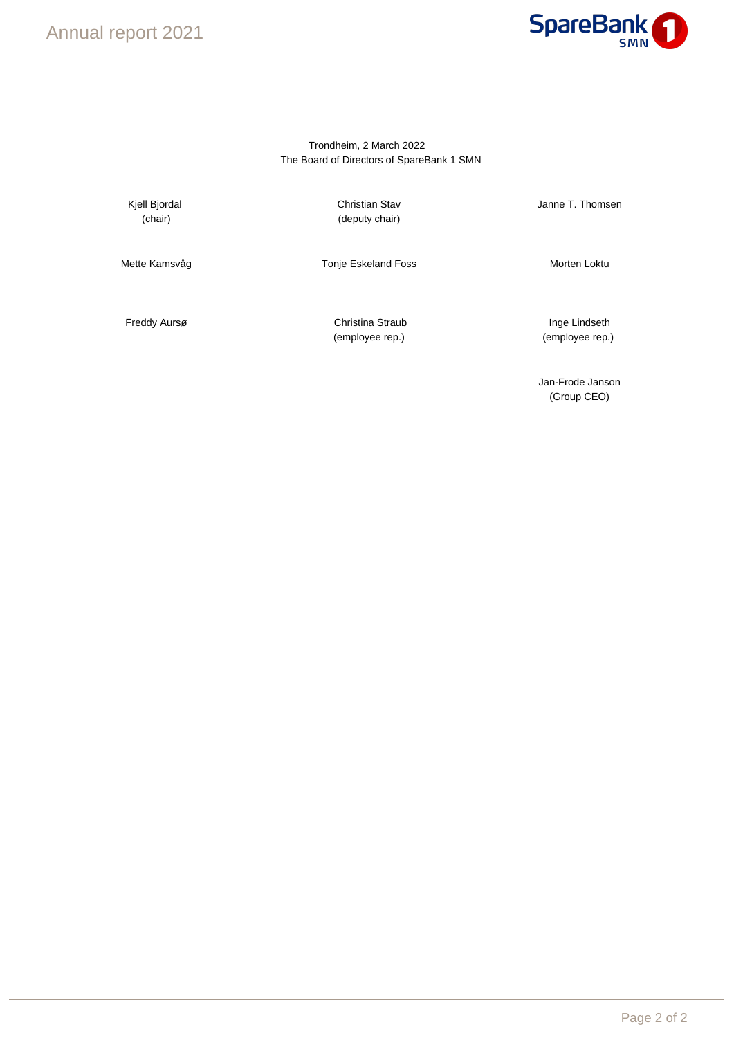Trondheim, 2 March 2022
The Board of Directors of SpareBank 1 SMN

| | | |
|---|---|---|
| Kjell Bjordal (chair) | Christian Stav (deputy chair) | Janne T. Thomsen |
| Mette Kamsvåg | Tonje Eskeland Foss | Morten Loktu |
| Freddy Aursø | Christina Straub (employee rep.) | Inge Lindseth (employee rep.) |
| | | Jan-Frode Janson (Group CEO) |